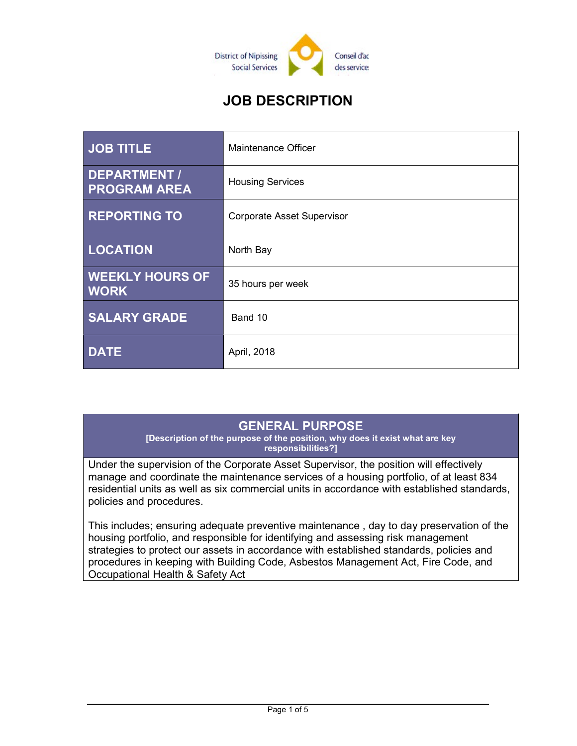District of Nipissing Social Services | Conseil d'ac des service

# JOB DESCRIPTION

| JOB TITLE | Maintenance Officer |
| --- | --- |
| DEPARTMENT / PROGRAM AREA | Housing Services |
| REPORTING TO | Corporate Asset Supervisor |
| LOCATION | North Bay |
| WEEKLY HOURS OF WORK | 35 hours per week |
| SALARY GRADE | Band 10 |
| DATE | April, 2018 |

## GENERAL PURPOSE

**[Description of the purpose of the position, why does it exist what are key responsibilities?]**

Under the supervision of the Corporate Asset Supervisor, the position will effectively manage and coordinate the maintenance services of a housing portfolio, of at least 834 residential units as well as six commercial units in accordance with established standards, policies and procedures.

This includes; ensuring adequate preventive maintenance , day to day preservation of the housing portfolio, and responsible for identifying and assessing risk management strategies to protect our assets in accordance with established standards, policies and procedures in keeping with Building Code, Asbestos Management Act, Fire Code, and Occupational Health & Safety Act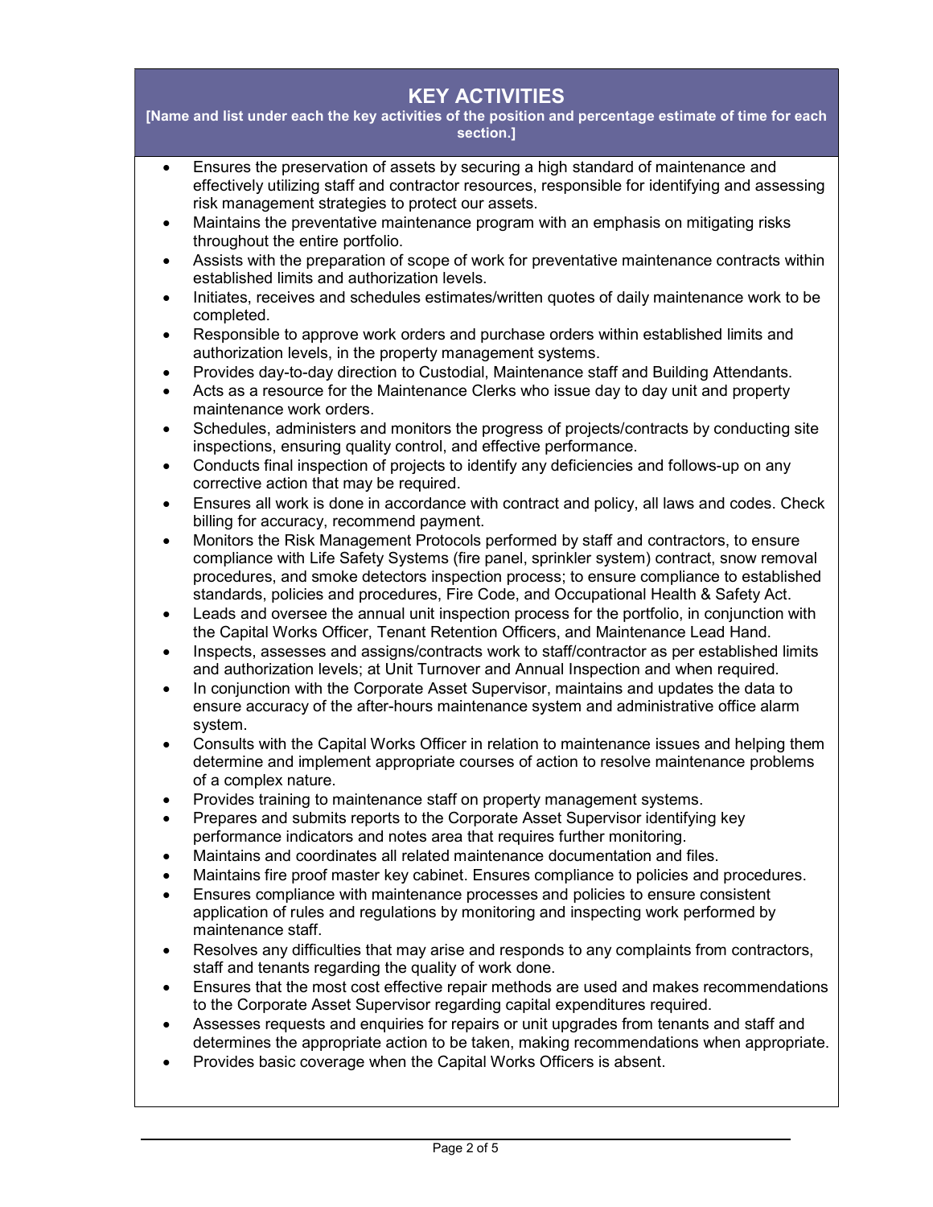## KEY ACTIVITIES

**[Name and list under each the key activities of the position and percentage estimate of time for each section.]**

- Ensures the preservation of assets by securing a high standard of maintenance and effectively utilizing staff and contractor resources, responsible for identifying and assessing risk management strategies to protect our assets.
- Maintains the preventative maintenance program with an emphasis on mitigating risks throughout the entire portfolio.
- Assists with the preparation of scope of work for preventative maintenance contracts within established limits and authorization levels.
- Initiates, receives and schedules estimates/written quotes of daily maintenance work to be completed.
- Responsible to approve work orders and purchase orders within established limits and authorization levels, in the property management systems.
- Provides day-to-day direction to Custodial, Maintenance staff and Building Attendants.
- Acts as a resource for the Maintenance Clerks who issue day to day unit and property maintenance work orders.
- Schedules, administers and monitors the progress of projects/contracts by conducting site inspections, ensuring quality control, and effective performance.
- Conducts final inspection of projects to identify any deficiencies and follows-up on any corrective action that may be required.
- Ensures all work is done in accordance with contract and policy, all laws and codes. Check billing for accuracy, recommend payment.
- Monitors the Risk Management Protocols performed by staff and contractors, to ensure compliance with Life Safety Systems (fire panel, sprinkler system) contract, snow removal procedures, and smoke detectors inspection process; to ensure compliance to established standards, policies and procedures, Fire Code, and Occupational Health & Safety Act.
- Leads and oversee the annual unit inspection process for the portfolio, in conjunction with the Capital Works Officer, Tenant Retention Officers, and Maintenance Lead Hand.
- Inspects, assesses and assigns/contracts work to staff/contractor as per established limits and authorization levels; at Unit Turnover and Annual Inspection and when required.
- In conjunction with the Corporate Asset Supervisor, maintains and updates the data to ensure accuracy of the after-hours maintenance system and administrative office alarm system.
- Consults with the Capital Works Officer in relation to maintenance issues and helping them determine and implement appropriate courses of action to resolve maintenance problems of a complex nature.
- Provides training to maintenance staff on property management systems.
- Prepares and submits reports to the Corporate Asset Supervisor identifying key performance indicators and notes area that requires further monitoring.
- Maintains and coordinates all related maintenance documentation and files.
- Maintains fire proof master key cabinet. Ensures compliance to policies and procedures.
- Ensures compliance with maintenance processes and policies to ensure consistent application of rules and regulations by monitoring and inspecting work performed by maintenance staff.
- Resolves any difficulties that may arise and responds to any complaints from contractors, staff and tenants regarding the quality of work done.
- Ensures that the most cost effective repair methods are used and makes recommendations to the Corporate Asset Supervisor regarding capital expenditures required.
- Assesses requests and enquiries for repairs or unit upgrades from tenants and staff and determines the appropriate action to be taken, making recommendations when appropriate.
- Provides basic coverage when the Capital Works Officers is absent.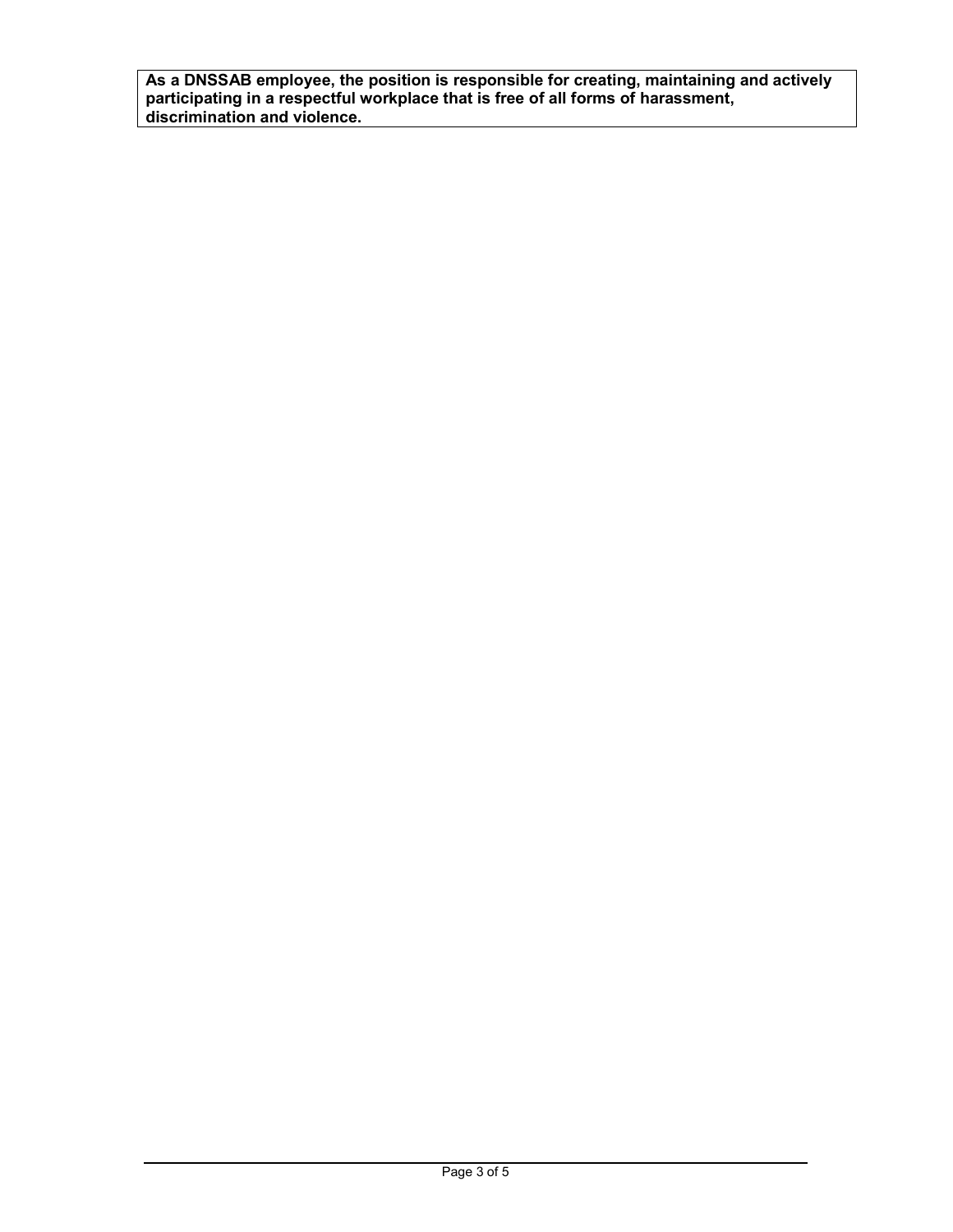**As a DNSSAB employee, the position is responsible for creating, maintaining and actively participating in a respectful workplace that is free of all forms of harassment, discrimination and violence.**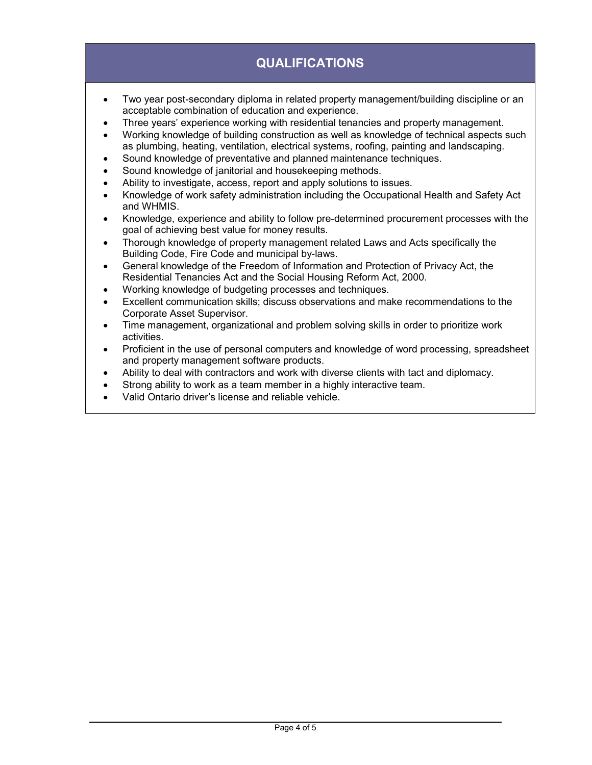## QUALIFICATIONS

- Two year post-secondary diploma in related property management/building discipline or an acceptable combination of education and experience.
- Three years' experience working with residential tenancies and property management.
- Working knowledge of building construction as well as knowledge of technical aspects such as plumbing, heating, ventilation, electrical systems, roofing, painting and landscaping.
- Sound knowledge of preventative and planned maintenance techniques.
- Sound knowledge of janitorial and housekeeping methods.
- Ability to investigate, access, report and apply solutions to issues.
- Knowledge of work safety administration including the Occupational Health and Safety Act and WHMIS.
- Knowledge, experience and ability to follow pre-determined procurement processes with the goal of achieving best value for money results.
- Thorough knowledge of property management related Laws and Acts specifically the Building Code, Fire Code and municipal by-laws.
- General knowledge of the Freedom of Information and Protection of Privacy Act, the Residential Tenancies Act and the Social Housing Reform Act, 2000.
- Working knowledge of budgeting processes and techniques.
- Excellent communication skills; discuss observations and make recommendations to the Corporate Asset Supervisor.
- Time management, organizational and problem solving skills in order to prioritize work activities.
- Proficient in the use of personal computers and knowledge of word processing, spreadsheet and property management software products.
- Ability to deal with contractors and work with diverse clients with tact and diplomacy.
- Strong ability to work as a team member in a highly interactive team.
- Valid Ontario driver's license and reliable vehicle.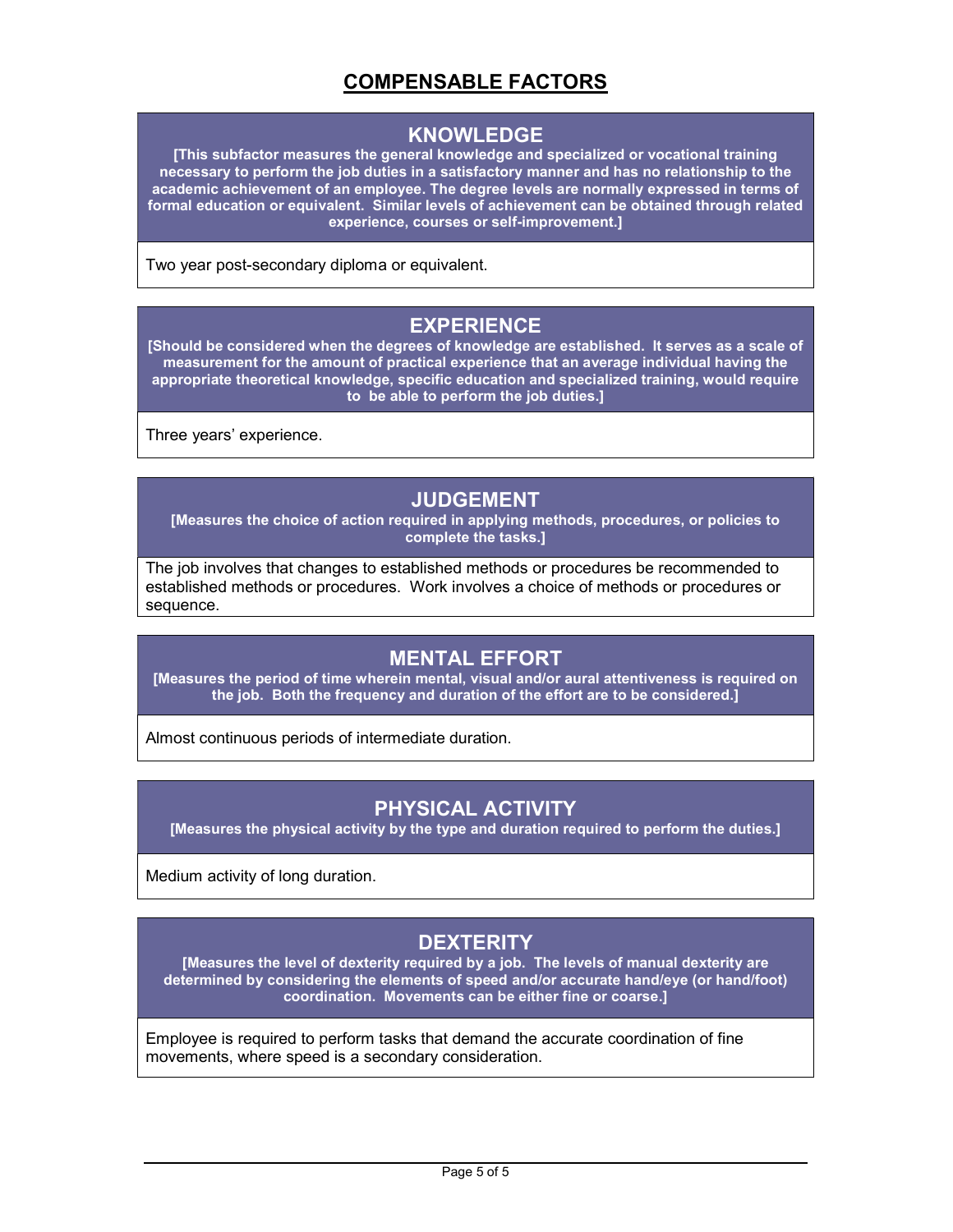# COMPENSABLE FACTORS

## KNOWLEDGE

**[This subfactor measures the general knowledge and specialized or vocational training necessary to perform the job duties in a satisfactory manner and has no relationship to the academic achievement of an employee. The degree levels are normally expressed in terms of formal education or equivalent. Similar levels of achievement can be obtained through related experience, courses or self-improvement.]**

Two year post-secondary diploma or equivalent.

## EXPERIENCE

**[Should be considered when the degrees of knowledge are established. It serves as a scale of measurement for the amount of practical experience that an average individual having the appropriate theoretical knowledge, specific education and specialized training, would require to be able to perform the job duties.]**

Three years' experience.

## JUDGEMENT

**[Measures the choice of action required in applying methods, procedures, or policies to complete the tasks.]**

The job involves that changes to established methods or procedures be recommended to established methods or procedures. Work involves a choice of methods or procedures or sequence.

## MENTAL EFFORT

**[Measures the period of time wherein mental, visual and/or aural attentiveness is required on the job. Both the frequency and duration of the effort are to be considered.]**

Almost continuous periods of intermediate duration.

## PHYSICAL ACTIVITY

**[Measures the physical activity by the type and duration required to perform the duties.]**

Medium activity of long duration.

## DEXTERITY

**[Measures the level of dexterity required by a job. The levels of manual dexterity are determined by considering the elements of speed and/or accurate hand/eye (or hand/foot) coordination. Movements can be either fine or coarse.]**

Employee is required to perform tasks that demand the accurate coordination of fine movements, where speed is a secondary consideration.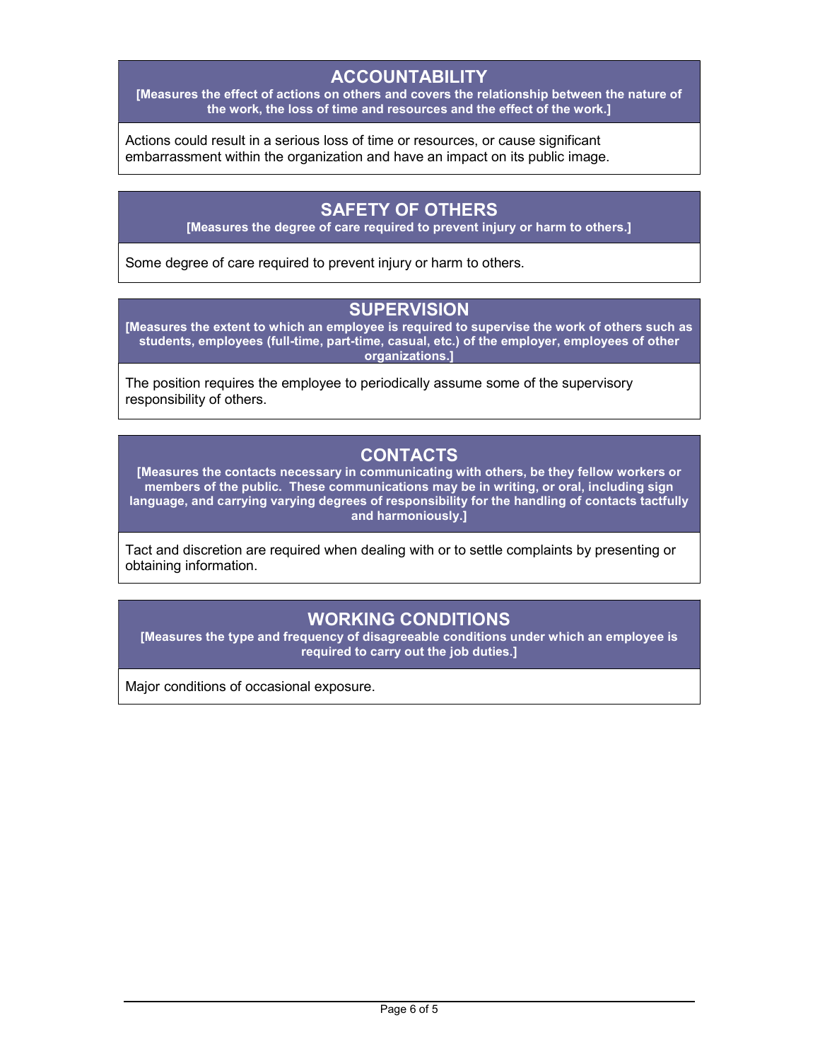## ACCOUNTABILITY

**[Measures the effect of actions on others and covers the relationship between the nature of the work, the loss of time and resources and the effect of the work.]**

Actions could result in a serious loss of time or resources, or cause significant embarrassment within the organization and have an impact on its public image.

## SAFETY OF OTHERS

**[Measures the degree of care required to prevent injury or harm to others.]**

Some degree of care required to prevent injury or harm to others.

## SUPERVISION

**[Measures the extent to which an employee is required to supervise the work of others such as students, employees (full-time, part-time, casual, etc.) of the employer, employees of other organizations.]**

The position requires the employee to periodically assume some of the supervisory responsibility of others.

## CONTACTS

**[Measures the contacts necessary in communicating with others, be they fellow workers or members of the public. These communications may be in writing, or oral, including sign language, and carrying varying degrees of responsibility for the handling of contacts tactfully and harmoniously.]**

Tact and discretion are required when dealing with or to settle complaints by presenting or obtaining information.

## WORKING CONDITIONS

**[Measures the type and frequency of disagreeable conditions under which an employee is required to carry out the job duties.]**

Major conditions of occasional exposure.